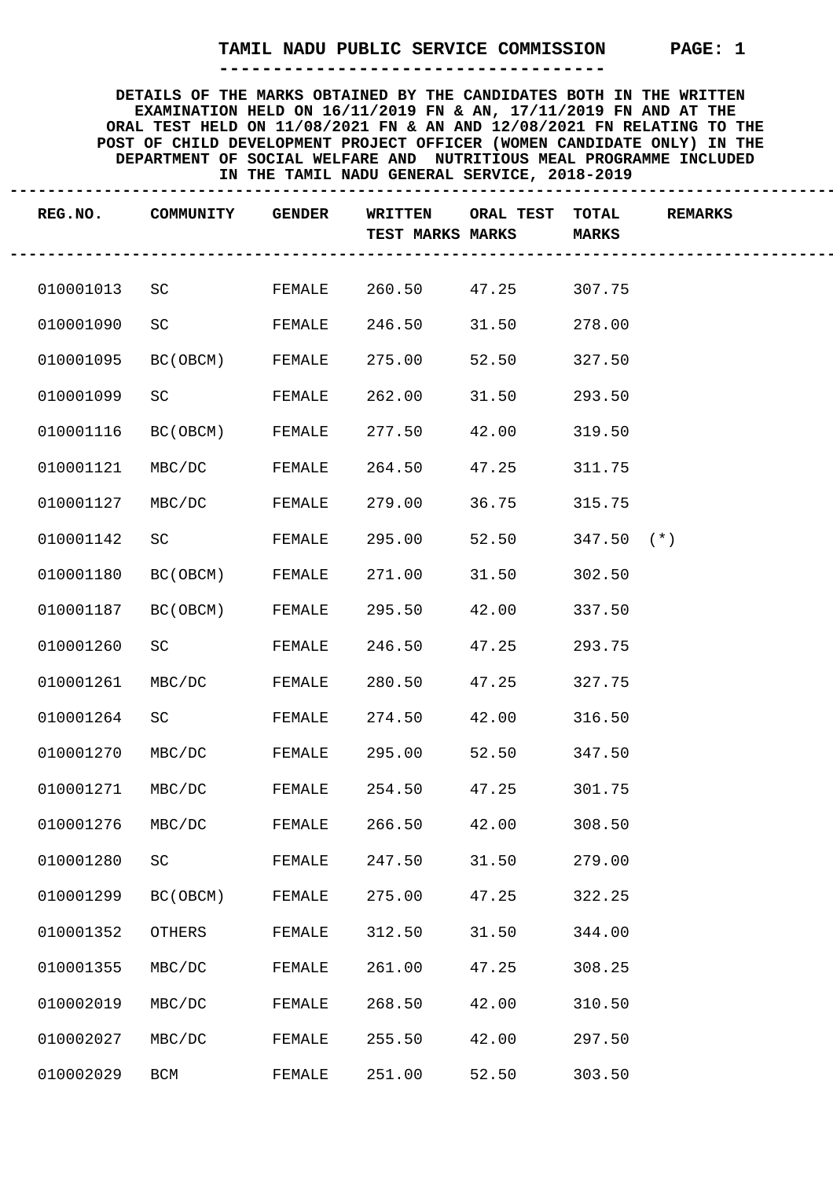# TAMIL NADU PUBLIC SERVICE COMMISSION

**DETAILS OF THE MARKS OBTAINED BY THE CANDIDATES BOTH IN THE WRITTEN EXAMINATION HELD ON 16/11/2019 FN & AN, 17/11/2019 FN AND AT THE ORAL TEST HELD ON 11/08/2021 FN & AN AND 12/08/2021 FN RELATING TO THE POST OF CHILD DEVELOPMENT PROJECT OFFICER (WOMEN CANDIDATE ONLY) IN THE DEPARTMENT OF SOCIAL WELFARE AND NUTRITIOUS MEAL PROGRAMME INCLUDED IN THE TAMIL NADU GENERAL SERVICE, 2018-2019**

| REG.NO. | COMMUNITY | GENDER | WRITTEN TEST MARKS | ORAL TEST MARKS | TOTAL MARKS | REMARKS |
|---|---|---|---|---|---|---|
| 010001013 | SC | FEMALE | 260.50 | 47.25 | 307.75 | |
| 010001090 | SC | FEMALE | 246.50 | 31.50 | 278.00 | |
| 010001095 | BC(OBCM) | FEMALE | 275.00 | 52.50 | 327.50 | |
| 010001099 | SC | FEMALE | 262.00 | 31.50 | 293.50 | |
| 010001116 | BC(OBCM) | FEMALE | 277.50 | 42.00 | 319.50 | |
| 010001121 | MBC/DC | FEMALE | 264.50 | 47.25 | 311.75 | |
| 010001127 | MBC/DC | FEMALE | 279.00 | 36.75 | 315.75 | |
| 010001142 | SC | FEMALE | 295.00 | 52.50 | 347.50 | (*) |
| 010001180 | BC(OBCM) | FEMALE | 271.00 | 31.50 | 302.50 | |
| 010001187 | BC(OBCM) | FEMALE | 295.50 | 42.00 | 337.50 | |
| 010001260 | SC | FEMALE | 246.50 | 47.25 | 293.75 | |
| 010001261 | MBC/DC | FEMALE | 280.50 | 47.25 | 327.75 | |
| 010001264 | SC | FEMALE | 274.50 | 42.00 | 316.50 | |
| 010001270 | MBC/DC | FEMALE | 295.00 | 52.50 | 347.50 | |
| 010001271 | MBC/DC | FEMALE | 254.50 | 47.25 | 301.75 | |
| 010001276 | MBC/DC | FEMALE | 266.50 | 42.00 | 308.50 | |
| 010001280 | SC | FEMALE | 247.50 | 31.50 | 279.00 | |
| 010001299 | BC(OBCM) | FEMALE | 275.00 | 47.25 | 322.25 | |
| 010001352 | OTHERS | FEMALE | 312.50 | 31.50 | 344.00 | |
| 010001355 | MBC/DC | FEMALE | 261.00 | 47.25 | 308.25 | |
| 010002019 | MBC/DC | FEMALE | 268.50 | 42.00 | 310.50 | |
| 010002027 | MBC/DC | FEMALE | 255.50 | 42.00 | 297.50 | |
| 010002029 | BCM | FEMALE | 251.00 | 52.50 | 303.50 | |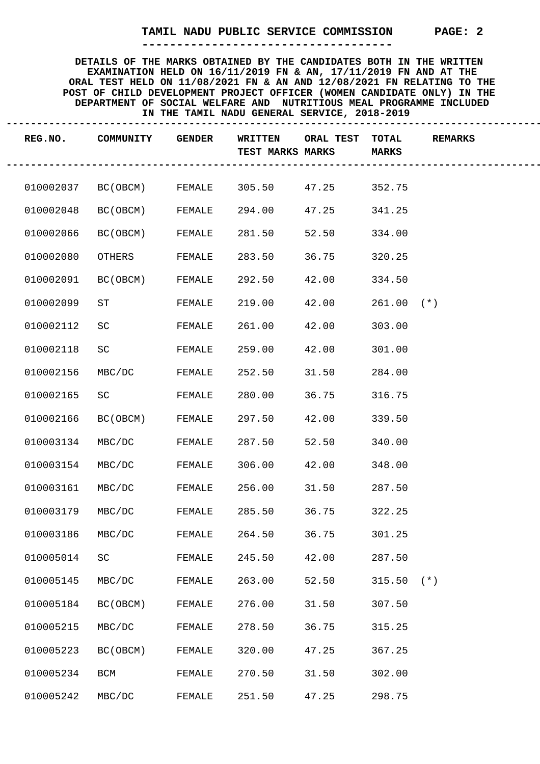# TAMIL NADU PUBLIC SERVICE COMMISSION

**DETAILS OF THE MARKS OBTAINED BY THE CANDIDATES BOTH IN THE WRITTEN EXAMINATION HELD ON 16/11/2019 FN & AN, 17/11/2019 FN AND AT THE ORAL TEST HELD ON 11/08/2021 FN & AN AND 12/08/2021 FN RELATING TO THE POST OF CHILD DEVELOPMENT PROJECT OFFICER (WOMEN CANDIDATE ONLY) IN THE DEPARTMENT OF SOCIAL WELFARE AND NUTRITIOUS MEAL PROGRAMME INCLUDED IN THE TAMIL NADU GENERAL SERVICE, 2018-2019**

| REG.NO. | COMMUNITY | GENDER | WRITTEN TEST MARKS | ORAL TEST MARKS | TOTAL MARKS | REMARKS |
|---|---|---|---|---|---|---|
| 010002037 | BC(OBCM) | FEMALE | 305.50 | 47.25 | 352.75 | |
| 010002048 | BC(OBCM) | FEMALE | 294.00 | 47.25 | 341.25 | |
| 010002066 | BC(OBCM) | FEMALE | 281.50 | 52.50 | 334.00 | |
| 010002080 | OTHERS | FEMALE | 283.50 | 36.75 | 320.25 | |
| 010002091 | BC(OBCM) | FEMALE | 292.50 | 42.00 | 334.50 | |
| 010002099 | ST | FEMALE | 219.00 | 42.00 | 261.00 | (*) |
| 010002112 | SC | FEMALE | 261.00 | 42.00 | 303.00 | |
| 010002118 | SC | FEMALE | 259.00 | 42.00 | 301.00 | |
| 010002156 | MBC/DC | FEMALE | 252.50 | 31.50 | 284.00 | |
| 010002165 | SC | FEMALE | 280.00 | 36.75 | 316.75 | |
| 010002166 | BC(OBCM) | FEMALE | 297.50 | 42.00 | 339.50 | |
| 010003134 | MBC/DC | FEMALE | 287.50 | 52.50 | 340.00 | |
| 010003154 | MBC/DC | FEMALE | 306.00 | 42.00 | 348.00 | |
| 010003161 | MBC/DC | FEMALE | 256.00 | 31.50 | 287.50 | |
| 010003179 | MBC/DC | FEMALE | 285.50 | 36.75 | 322.25 | |
| 010003186 | MBC/DC | FEMALE | 264.50 | 36.75 | 301.25 | |
| 010005014 | SC | FEMALE | 245.50 | 42.00 | 287.50 | |
| 010005145 | MBC/DC | FEMALE | 263.00 | 52.50 | 315.50 | (*) |
| 010005184 | BC(OBCM) | FEMALE | 276.00 | 31.50 | 307.50 | |
| 010005215 | MBC/DC | FEMALE | 278.50 | 36.75 | 315.25 | |
| 010005223 | BC(OBCM) | FEMALE | 320.00 | 47.25 | 367.25 | |
| 010005234 | BCM | FEMALE | 270.50 | 31.50 | 302.00 | |
| 010005242 | MBC/DC | FEMALE | 251.50 | 47.25 | 298.75 | |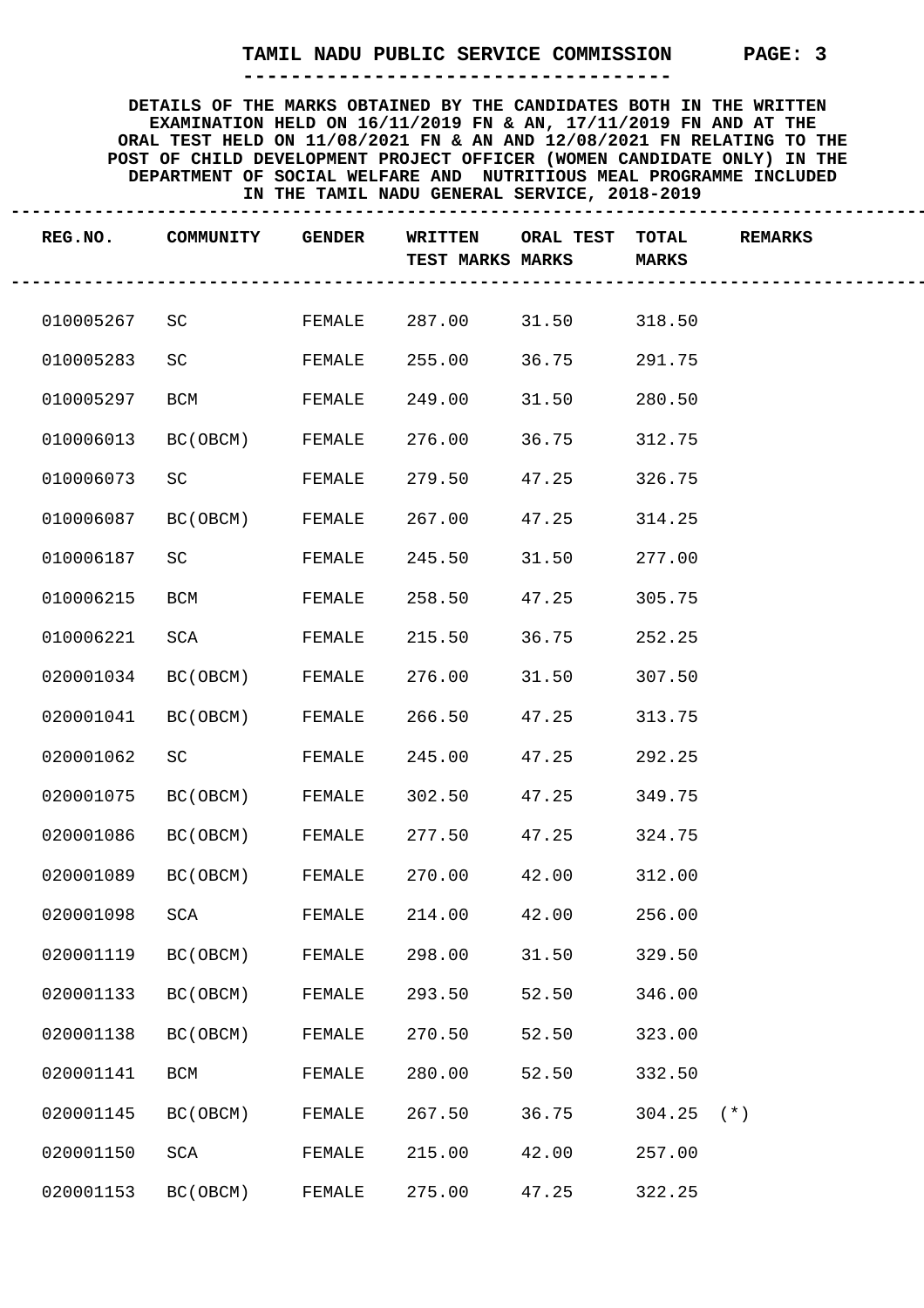# TAMIL NADU PUBLIC SERVICE COMMISSION

**DETAILS OF THE MARKS OBTAINED BY THE CANDIDATES BOTH IN THE WRITTEN EXAMINATION HELD ON 16/11/2019 FN & AN, 17/11/2019 FN AND AT THE ORAL TEST HELD ON 11/08/2021 FN & AN AND 12/08/2021 FN RELATING TO THE POST OF CHILD DEVELOPMENT PROJECT OFFICER (WOMEN CANDIDATE ONLY) IN THE DEPARTMENT OF SOCIAL WELFARE AND NUTRITIOUS MEAL PROGRAMME INCLUDED IN THE TAMIL NADU GENERAL SERVICE, 2018-2019**

| REG.NO. | COMMUNITY | GENDER | WRITTEN TEST MARKS | ORAL TEST MARKS | TOTAL MARKS | REMARKS |
|---|---|---|---|---|---|---|
| 010005267 | SC | FEMALE | 287.00 | 31.50 | 318.50 | |
| 010005283 | SC | FEMALE | 255.00 | 36.75 | 291.75 | |
| 010005297 | BCM | FEMALE | 249.00 | 31.50 | 280.50 | |
| 010006013 | BC(OBCM) | FEMALE | 276.00 | 36.75 | 312.75 | |
| 010006073 | SC | FEMALE | 279.50 | 47.25 | 326.75 | |
| 010006087 | BC(OBCM) | FEMALE | 267.00 | 47.25 | 314.25 | |
| 010006187 | SC | FEMALE | 245.50 | 31.50 | 277.00 | |
| 010006215 | BCM | FEMALE | 258.50 | 47.25 | 305.75 | |
| 010006221 | SCA | FEMALE | 215.50 | 36.75 | 252.25 | |
| 020001034 | BC(OBCM) | FEMALE | 276.00 | 31.50 | 307.50 | |
| 020001041 | BC(OBCM) | FEMALE | 266.50 | 47.25 | 313.75 | |
| 020001062 | SC | FEMALE | 245.00 | 47.25 | 292.25 | |
| 020001075 | BC(OBCM) | FEMALE | 302.50 | 47.25 | 349.75 | |
| 020001086 | BC(OBCM) | FEMALE | 277.50 | 47.25 | 324.75 | |
| 020001089 | BC(OBCM) | FEMALE | 270.00 | 42.00 | 312.00 | |
| 020001098 | SCA | FEMALE | 214.00 | 42.00 | 256.00 | |
| 020001119 | BC(OBCM) | FEMALE | 298.00 | 31.50 | 329.50 | |
| 020001133 | BC(OBCM) | FEMALE | 293.50 | 52.50 | 346.00 | |
| 020001138 | BC(OBCM) | FEMALE | 270.50 | 52.50 | 323.00 | |
| 020001141 | BCM | FEMALE | 280.00 | 52.50 | 332.50 | |
| 020001145 | BC(OBCM) | FEMALE | 267.50 | 36.75 | 304.25 | (*) |
| 020001150 | SCA | FEMALE | 215.00 | 42.00 | 257.00 | |
| 020001153 | BC(OBCM) | FEMALE | 275.00 | 47.25 | 322.25 | |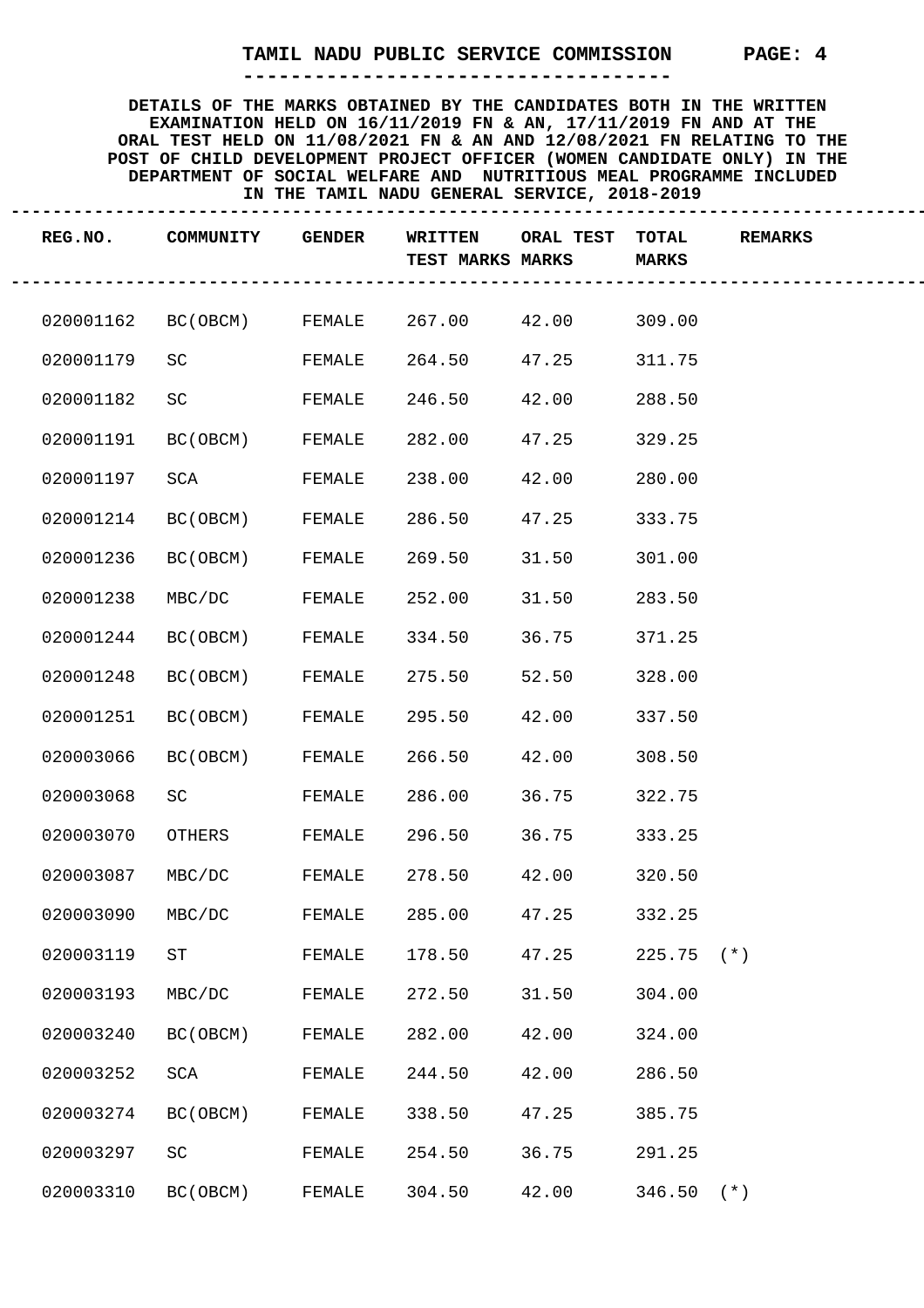# TAMIL NADU PUBLIC SERVICE COMMISSION

**DETAILS OF THE MARKS OBTAINED BY THE CANDIDATES BOTH IN THE WRITTEN EXAMINATION HELD ON 16/11/2019 FN & AN, 17/11/2019 FN AND AT THE ORAL TEST HELD ON 11/08/2021 FN & AN AND 12/08/2021 FN RELATING TO THE POST OF CHILD DEVELOPMENT PROJECT OFFICER (WOMEN CANDIDATE ONLY) IN THE DEPARTMENT OF SOCIAL WELFARE AND NUTRITIOUS MEAL PROGRAMME INCLUDED IN THE TAMIL NADU GENERAL SERVICE, 2018-2019**

| REG.NO. | COMMUNITY | GENDER | WRITTEN TEST MARKS | ORAL TEST MARKS | TOTAL MARKS | REMARKS |
|---|---|---|---|---|---|---|
| 020001162 | BC(OBCM) | FEMALE | 267.00 | 42.00 | 309.00 | |
| 020001179 | SC | FEMALE | 264.50 | 47.25 | 311.75 | |
| 020001182 | SC | FEMALE | 246.50 | 42.00 | 288.50 | |
| 020001191 | BC(OBCM) | FEMALE | 282.00 | 47.25 | 329.25 | |
| 020001197 | SCA | FEMALE | 238.00 | 42.00 | 280.00 | |
| 020001214 | BC(OBCM) | FEMALE | 286.50 | 47.25 | 333.75 | |
| 020001236 | BC(OBCM) | FEMALE | 269.50 | 31.50 | 301.00 | |
| 020001238 | MBC/DC | FEMALE | 252.00 | 31.50 | 283.50 | |
| 020001244 | BC(OBCM) | FEMALE | 334.50 | 36.75 | 371.25 | |
| 020001248 | BC(OBCM) | FEMALE | 275.50 | 52.50 | 328.00 | |
| 020001251 | BC(OBCM) | FEMALE | 295.50 | 42.00 | 337.50 | |
| 020003066 | BC(OBCM) | FEMALE | 266.50 | 42.00 | 308.50 | |
| 020003068 | SC | FEMALE | 286.00 | 36.75 | 322.75 | |
| 020003070 | OTHERS | FEMALE | 296.50 | 36.75 | 333.25 | |
| 020003087 | MBC/DC | FEMALE | 278.50 | 42.00 | 320.50 | |
| 020003090 | MBC/DC | FEMALE | 285.00 | 47.25 | 332.25 | |
| 020003119 | ST | FEMALE | 178.50 | 47.25 | 225.75 | (*) |
| 020003193 | MBC/DC | FEMALE | 272.50 | 31.50 | 304.00 | |
| 020003240 | BC(OBCM) | FEMALE | 282.00 | 42.00 | 324.00 | |
| 020003252 | SCA | FEMALE | 244.50 | 42.00 | 286.50 | |
| 020003274 | BC(OBCM) | FEMALE | 338.50 | 47.25 | 385.75 | |
| 020003297 | SC | FEMALE | 254.50 | 36.75 | 291.25 | |
| 020003310 | BC(OBCM) | FEMALE | 304.50 | 42.00 | 346.50 | (*) |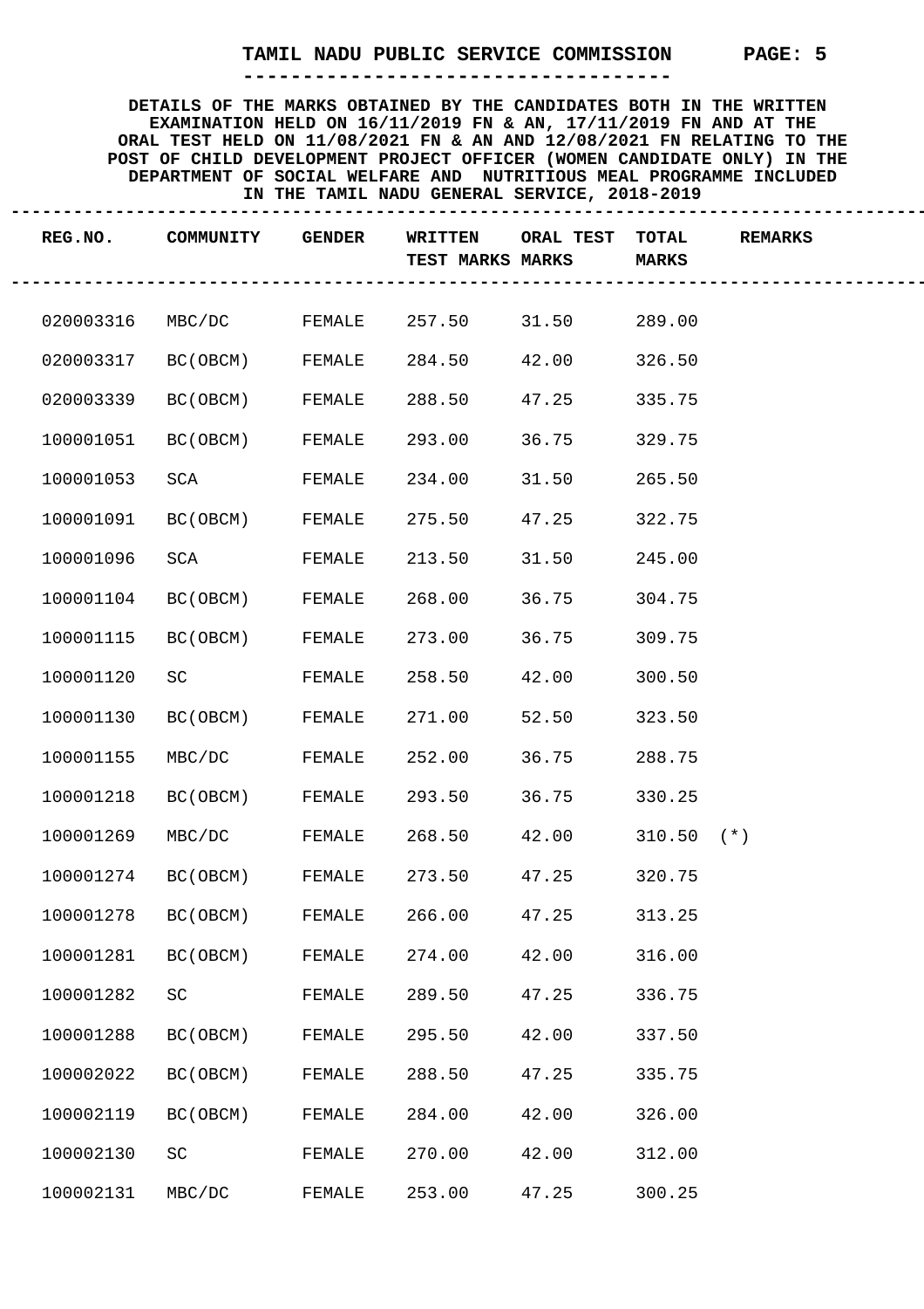# TAMIL NADU PUBLIC SERVICE COMMISSION

**DETAILS OF THE MARKS OBTAINED BY THE CANDIDATES BOTH IN THE WRITTEN EXAMINATION HELD ON 16/11/2019 FN & AN, 17/11/2019 FN AND AT THE ORAL TEST HELD ON 11/08/2021 FN & AN AND 12/08/2021 FN RELATING TO THE POST OF CHILD DEVELOPMENT PROJECT OFFICER (WOMEN CANDIDATE ONLY) IN THE DEPARTMENT OF SOCIAL WELFARE AND NUTRITIOUS MEAL PROGRAMME INCLUDED IN THE TAMIL NADU GENERAL SERVICE, 2018-2019**

| REG.NO. | COMMUNITY | GENDER | WRITTEN TEST MARKS | ORAL TEST MARKS | TOTAL MARKS | REMARKS |
|---|---|---|---|---|---|---|
| 020003316 | MBC/DC | FEMALE | 257.50 | 31.50 | 289.00 | |
| 020003317 | BC(OBCM) | FEMALE | 284.50 | 42.00 | 326.50 | |
| 020003339 | BC(OBCM) | FEMALE | 288.50 | 47.25 | 335.75 | |
| 100001051 | BC(OBCM) | FEMALE | 293.00 | 36.75 | 329.75 | |
| 100001053 | SCA | FEMALE | 234.00 | 31.50 | 265.50 | |
| 100001091 | BC(OBCM) | FEMALE | 275.50 | 47.25 | 322.75 | |
| 100001096 | SCA | FEMALE | 213.50 | 31.50 | 245.00 | |
| 100001104 | BC(OBCM) | FEMALE | 268.00 | 36.75 | 304.75 | |
| 100001115 | BC(OBCM) | FEMALE | 273.00 | 36.75 | 309.75 | |
| 100001120 | SC | FEMALE | 258.50 | 42.00 | 300.50 | |
| 100001130 | BC(OBCM) | FEMALE | 271.00 | 52.50 | 323.50 | |
| 100001155 | MBC/DC | FEMALE | 252.00 | 36.75 | 288.75 | |
| 100001218 | BC(OBCM) | FEMALE | 293.50 | 36.75 | 330.25 | |
| 100001269 | MBC/DC | FEMALE | 268.50 | 42.00 | 310.50 | (*) |
| 100001274 | BC(OBCM) | FEMALE | 273.50 | 47.25 | 320.75 | |
| 100001278 | BC(OBCM) | FEMALE | 266.00 | 47.25 | 313.25 | |
| 100001281 | BC(OBCM) | FEMALE | 274.00 | 42.00 | 316.00 | |
| 100001282 | SC | FEMALE | 289.50 | 47.25 | 336.75 | |
| 100001288 | BC(OBCM) | FEMALE | 295.50 | 42.00 | 337.50 | |
| 100002022 | BC(OBCM) | FEMALE | 288.50 | 47.25 | 335.75 | |
| 100002119 | BC(OBCM) | FEMALE | 284.00 | 42.00 | 326.00 | |
| 100002130 | SC | FEMALE | 270.00 | 42.00 | 312.00 | |
| 100002131 | MBC/DC | FEMALE | 253.00 | 47.25 | 300.25 | |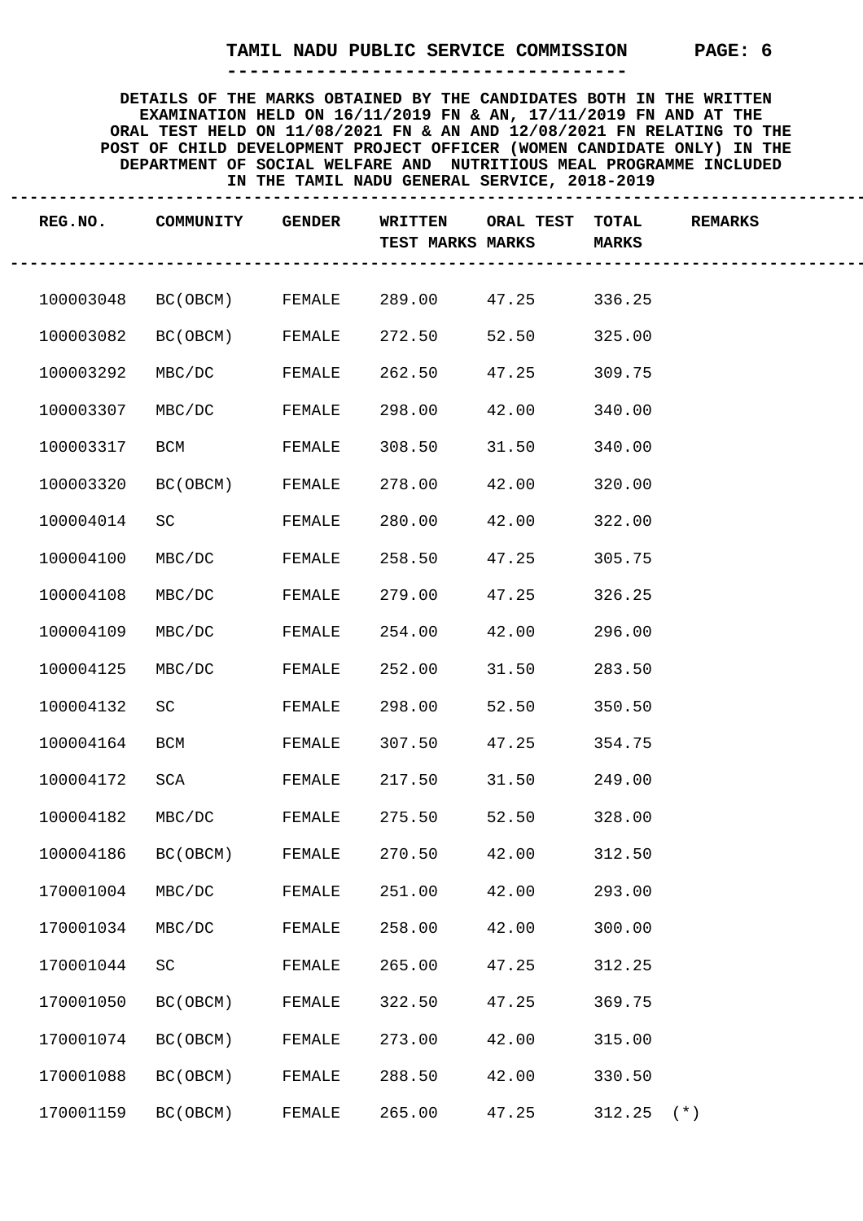# TAMIL NADU PUBLIC SERVICE COMMISSION

**DETAILS OF THE MARKS OBTAINED BY THE CANDIDATES BOTH IN THE WRITTEN EXAMINATION HELD ON 16/11/2019 FN & AN, 17/11/2019 FN AND AT THE ORAL TEST HELD ON 11/08/2021 FN & AN AND 12/08/2021 FN RELATING TO THE POST OF CHILD DEVELOPMENT PROJECT OFFICER (WOMEN CANDIDATE ONLY) IN THE DEPARTMENT OF SOCIAL WELFARE AND NUTRITIOUS MEAL PROGRAMME INCLUDED IN THE TAMIL NADU GENERAL SERVICE, 2018-2019**

| REG.NO. | COMMUNITY | GENDER | WRITTEN TEST MARKS | ORAL TEST MARKS | TOTAL MARKS | REMARKS |
|---|---|---|---|---|---|---|
| 100003048 | BC(OBCM) | FEMALE | 289.00 | 47.25 | 336.25 | |
| 100003082 | BC(OBCM) | FEMALE | 272.50 | 52.50 | 325.00 | |
| 100003292 | MBC/DC | FEMALE | 262.50 | 47.25 | 309.75 | |
| 100003307 | MBC/DC | FEMALE | 298.00 | 42.00 | 340.00 | |
| 100003317 | BCM | FEMALE | 308.50 | 31.50 | 340.00 | |
| 100003320 | BC(OBCM) | FEMALE | 278.00 | 42.00 | 320.00 | |
| 100004014 | SC | FEMALE | 280.00 | 42.00 | 322.00 | |
| 100004100 | MBC/DC | FEMALE | 258.50 | 47.25 | 305.75 | |
| 100004108 | MBC/DC | FEMALE | 279.00 | 47.25 | 326.25 | |
| 100004109 | MBC/DC | FEMALE | 254.00 | 42.00 | 296.00 | |
| 100004125 | MBC/DC | FEMALE | 252.00 | 31.50 | 283.50 | |
| 100004132 | SC | FEMALE | 298.00 | 52.50 | 350.50 | |
| 100004164 | BCM | FEMALE | 307.50 | 47.25 | 354.75 | |
| 100004172 | SCA | FEMALE | 217.50 | 31.50 | 249.00 | |
| 100004182 | MBC/DC | FEMALE | 275.50 | 52.50 | 328.00 | |
| 100004186 | BC(OBCM) | FEMALE | 270.50 | 42.00 | 312.50 | |
| 170001004 | MBC/DC | FEMALE | 251.00 | 42.00 | 293.00 | |
| 170001034 | MBC/DC | FEMALE | 258.00 | 42.00 | 300.00 | |
| 170001044 | SC | FEMALE | 265.00 | 47.25 | 312.25 | |
| 170001050 | BC(OBCM) | FEMALE | 322.50 | 47.25 | 369.75 | |
| 170001074 | BC(OBCM) | FEMALE | 273.00 | 42.00 | 315.00 | |
| 170001088 | BC(OBCM) | FEMALE | 288.50 | 42.00 | 330.50 | |
| 170001159 | BC(OBCM) | FEMALE | 265.00 | 47.25 | 312.25 | (*) |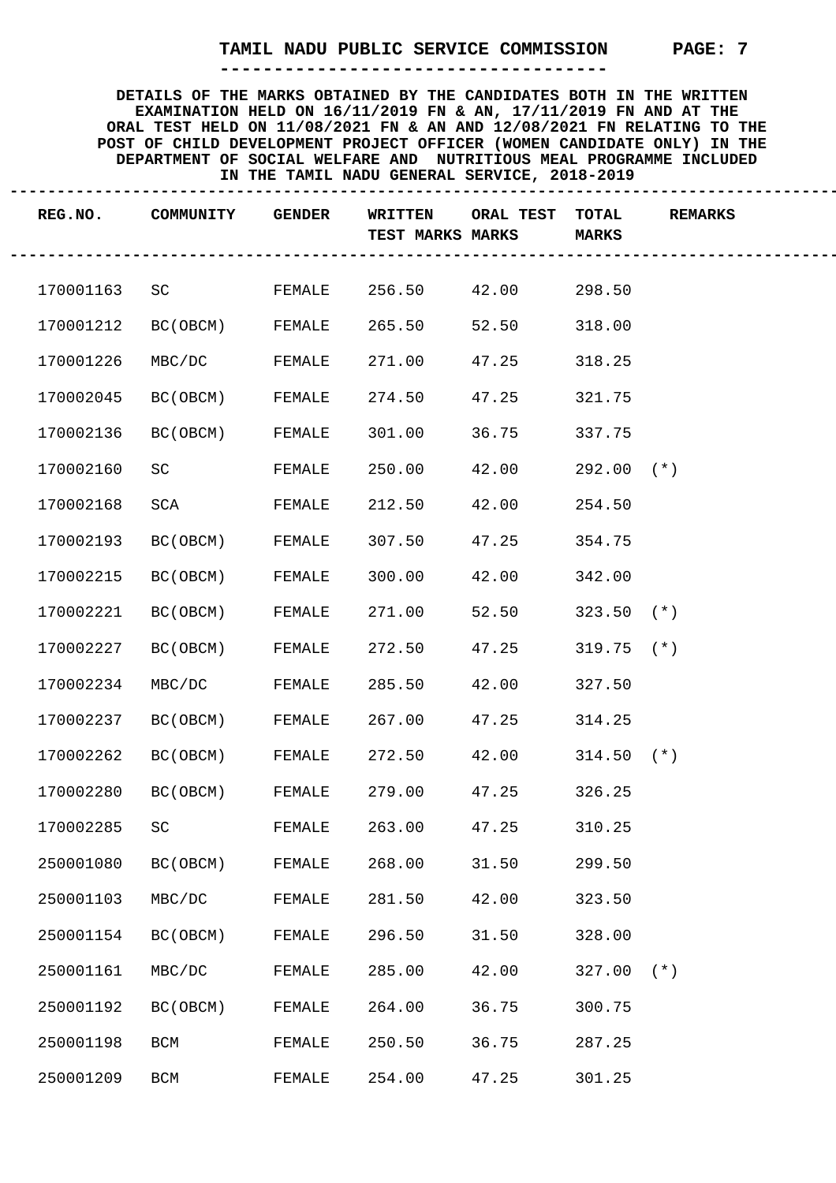# TAMIL NADU PUBLIC SERVICE COMMISSION

**DETAILS OF THE MARKS OBTAINED BY THE CANDIDATES BOTH IN THE WRITTEN EXAMINATION HELD ON 16/11/2019 FN & AN, 17/11/2019 FN AND AT THE ORAL TEST HELD ON 11/08/2021 FN & AN AND 12/08/2021 FN RELATING TO THE POST OF CHILD DEVELOPMENT PROJECT OFFICER (WOMEN CANDIDATE ONLY) IN THE DEPARTMENT OF SOCIAL WELFARE AND NUTRITIOUS MEAL PROGRAMME INCLUDED IN THE TAMIL NADU GENERAL SERVICE, 2018-2019**

| REG.NO. | COMMUNITY | GENDER | WRITTEN TEST MARKS | ORAL TEST MARKS | TOTAL MARKS | REMARKS |
|---|---|---|---|---|---|---|
| 170001163 | SC | FEMALE | 256.50 | 42.00 | 298.50 | |
| 170001212 | BC(OBCM) | FEMALE | 265.50 | 52.50 | 318.00 | |
| 170001226 | MBC/DC | FEMALE | 271.00 | 47.25 | 318.25 | |
| 170002045 | BC(OBCM) | FEMALE | 274.50 | 47.25 | 321.75 | |
| 170002136 | BC(OBCM) | FEMALE | 301.00 | 36.75 | 337.75 | |
| 170002160 | SC | FEMALE | 250.00 | 42.00 | 292.00 | (*) |
| 170002168 | SCA | FEMALE | 212.50 | 42.00 | 254.50 | |
| 170002193 | BC(OBCM) | FEMALE | 307.50 | 47.25 | 354.75 | |
| 170002215 | BC(OBCM) | FEMALE | 300.00 | 42.00 | 342.00 | |
| 170002221 | BC(OBCM) | FEMALE | 271.00 | 52.50 | 323.50 | (*) |
| 170002227 | BC(OBCM) | FEMALE | 272.50 | 47.25 | 319.75 | (*) |
| 170002234 | MBC/DC | FEMALE | 285.50 | 42.00 | 327.50 | |
| 170002237 | BC(OBCM) | FEMALE | 267.00 | 47.25 | 314.25 | |
| 170002262 | BC(OBCM) | FEMALE | 272.50 | 42.00 | 314.50 | (*) |
| 170002280 | BC(OBCM) | FEMALE | 279.00 | 47.25 | 326.25 | |
| 170002285 | SC | FEMALE | 263.00 | 47.25 | 310.25 | |
| 250001080 | BC(OBCM) | FEMALE | 268.00 | 31.50 | 299.50 | |
| 250001103 | MBC/DC | FEMALE | 281.50 | 42.00 | 323.50 | |
| 250001154 | BC(OBCM) | FEMALE | 296.50 | 31.50 | 328.00 | |
| 250001161 | MBC/DC | FEMALE | 285.00 | 42.00 | 327.00 | (*) |
| 250001192 | BC(OBCM) | FEMALE | 264.00 | 36.75 | 300.75 | |
| 250001198 | BCM | FEMALE | 250.50 | 36.75 | 287.25 | |
| 250001209 | BCM | FEMALE | 254.00 | 47.25 | 301.25 | |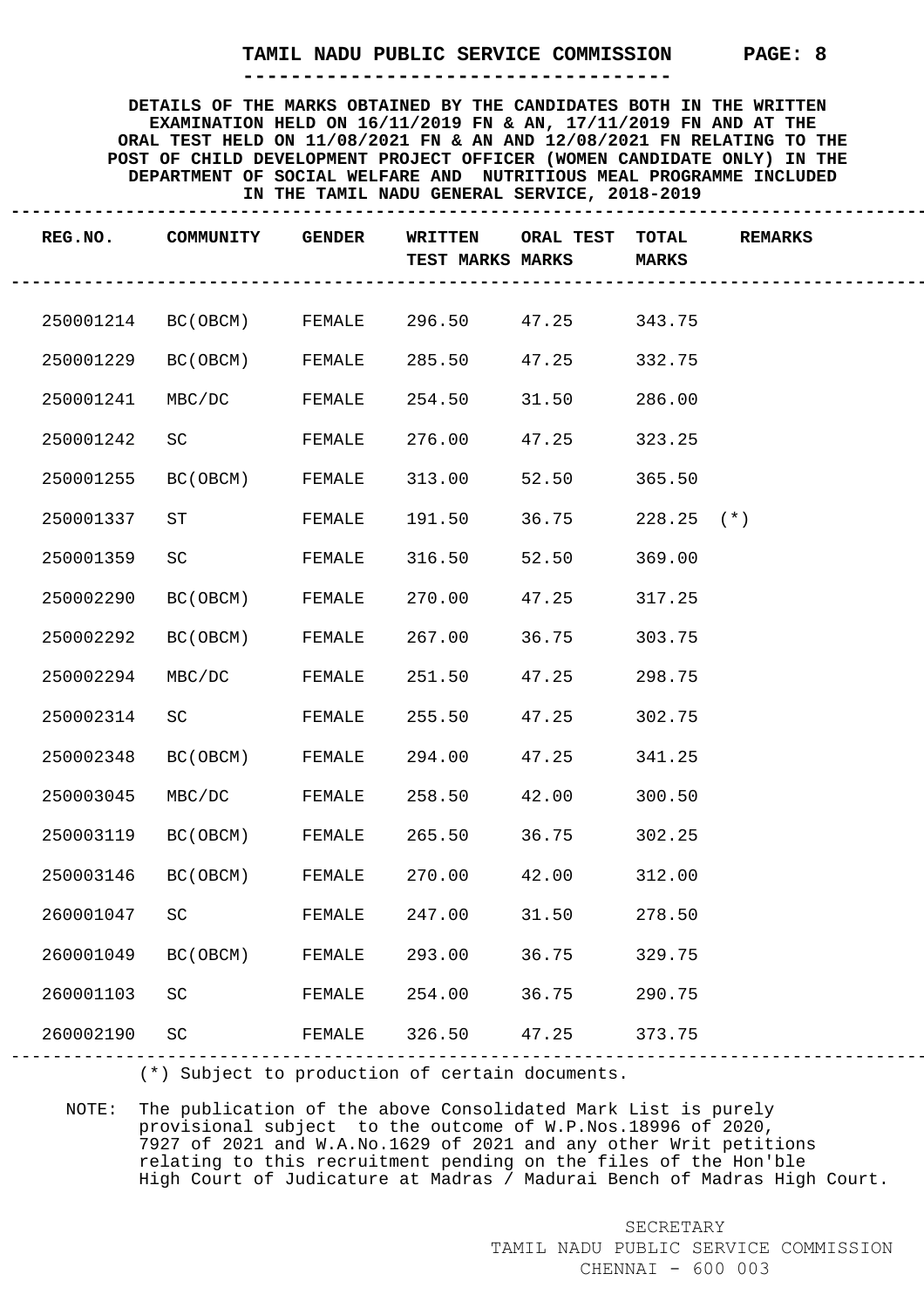# TAMIL NADU PUBLIC SERVICE COMMISSION

**DETAILS OF THE MARKS OBTAINED BY THE CANDIDATES BOTH IN THE WRITTEN EXAMINATION HELD ON 16/11/2019 FN & AN, 17/11/2019 FN AND AT THE ORAL TEST HELD ON 11/08/2021 FN & AN AND 12/08/2021 FN RELATING TO THE POST OF CHILD DEVELOPMENT PROJECT OFFICER (WOMEN CANDIDATE ONLY) IN THE DEPARTMENT OF SOCIAL WELFARE AND NUTRITIOUS MEAL PROGRAMME INCLUDED IN THE TAMIL NADU GENERAL SERVICE, 2018-2019**

| REG.NO. | COMMUNITY | GENDER | WRITTEN TEST MARKS | ORAL TEST MARKS | TOTAL MARKS | REMARKS |
|---|---|---|---|---|---|---|
| 250001214 | BC(OBCM) | FEMALE | 296.50 | 47.25 | 343.75 | |
| 250001229 | BC(OBCM) | FEMALE | 285.50 | 47.25 | 332.75 | |
| 250001241 | MBC/DC | FEMALE | 254.50 | 31.50 | 286.00 | |
| 250001242 | SC | FEMALE | 276.00 | 47.25 | 323.25 | |
| 250001255 | BC(OBCM) | FEMALE | 313.00 | 52.50 | 365.50 | |
| 250001337 | ST | FEMALE | 191.50 | 36.75 | 228.25 | (*) |
| 250001359 | SC | FEMALE | 316.50 | 52.50 | 369.00 | |
| 250002290 | BC(OBCM) | FEMALE | 270.00 | 47.25 | 317.25 | |
| 250002292 | BC(OBCM) | FEMALE | 267.00 | 36.75 | 303.75 | |
| 250002294 | MBC/DC | FEMALE | 251.50 | 47.25 | 298.75 | |
| 250002314 | SC | FEMALE | 255.50 | 47.25 | 302.75 | |
| 250002348 | BC(OBCM) | FEMALE | 294.00 | 47.25 | 341.25 | |
| 250003045 | MBC/DC | FEMALE | 258.50 | 42.00 | 300.50 | |
| 250003119 | BC(OBCM) | FEMALE | 265.50 | 36.75 | 302.25 | |
| 250003146 | BC(OBCM) | FEMALE | 270.00 | 42.00 | 312.00 | |
| 260001047 | SC | FEMALE | 247.00 | 31.50 | 278.50 | |
| 260001049 | BC(OBCM) | FEMALE | 293.00 | 36.75 | 329.75 | |
| 260001103 | SC | FEMALE | 254.00 | 36.75 | 290.75 | |
| 260002190 | SC | FEMALE | 326.50 | 47.25 | 373.75 | |

(*) Subject to production of certain documents.

NOTE: The publication of the above Consolidated Mark List is purely provisional subject to the outcome of W.P.Nos.18996 of 2020, 7927 of 2021 and W.A.No.1629 of 2021 and any other Writ petitions relating to this recruitment pending on the files of the Hon'ble High Court of Judicature at Madras / Madurai Bench of Madras High Court.

SECRETARY
TAMIL NADU PUBLIC SERVICE COMMISSION
CHENNAI - 600 003